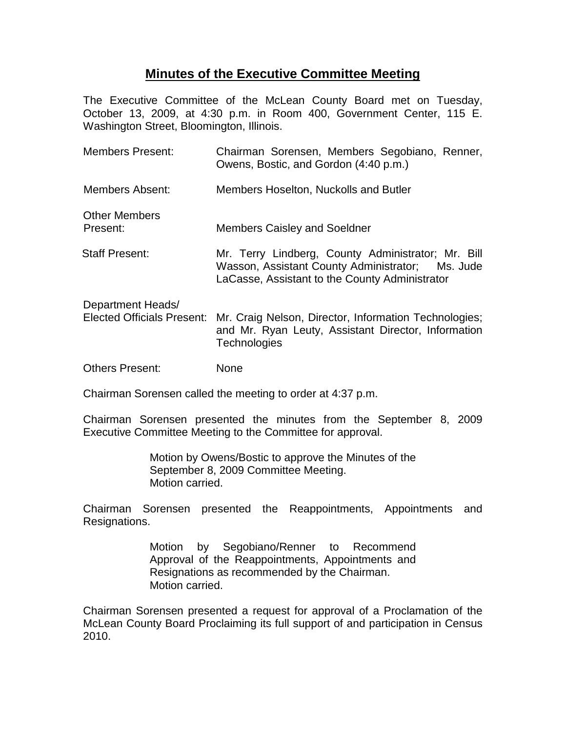# Minutes of the Executive Committee Meeting

The Executive Committee of the McLean County Board met on Tuesday, October 13, 2009, at 4:30 p.m. in Room 400, Government Center, 115 E. Washington Street, Bloomington, Illinois.

| | |
|---|---|
| Members Present: | Chairman Sorensen, Members Segobiano, Renner, Owens, Bostic, and Gordon (4:40 p.m.) |
| Members Absent: | Members Hoselton, Nuckolls and Butler |
| Other Members Present: | Members Caisley and Soeldner |
| Staff Present: | Mr. Terry Lindberg, County Administrator; Mr. Bill Wasson, Assistant County Administrator; Ms. Jude LaCasse, Assistant to the County Administrator |
| Department Heads/ Elected Officials Present: | Mr. Craig Nelson, Director, Information Technologies; and Mr. Ryan Leuty, Assistant Director, Information Technologies |
| Others Present: | None |

Chairman Sorensen called the meeting to order at 4:37 p.m.

Chairman Sorensen presented the minutes from the September 8, 2009 Executive Committee Meeting to the Committee for approval.

> Motion by Owens/Bostic to approve the Minutes of the September 8, 2009 Committee Meeting.
> Motion carried.

Chairman Sorensen presented the Reappointments, Appointments and Resignations.

> Motion by Segobiano/Renner to Recommend Approval of the Reappointments, Appointments and Resignations as recommended by the Chairman.
> Motion carried.

Chairman Sorensen presented a request for approval of a Proclamation of the McLean County Board Proclaiming its full support of and participation in Census 2010.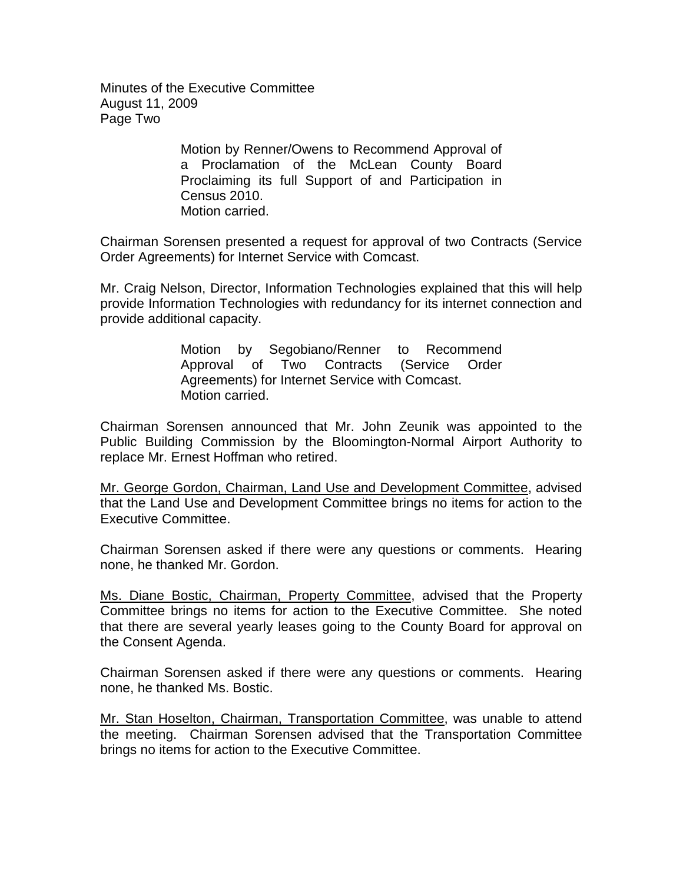Motion by Renner/Owens to Recommend Approval of a Proclamation of the McLean County Board Proclaiming its full Support of and Participation in Census 2010.
Motion carried.

Chairman Sorensen presented a request for approval of two Contracts (Service Order Agreements) for Internet Service with Comcast.

Mr. Craig Nelson, Director, Information Technologies explained that this will help provide Information Technologies with redundancy for its internet connection and provide additional capacity.

Motion by Segobiano/Renner to Recommend Approval of Two Contracts (Service Order Agreements) for Internet Service with Comcast.
Motion carried.

Chairman Sorensen announced that Mr. John Zeunik was appointed to the Public Building Commission by the Bloomington-Normal Airport Authority to replace Mr. Ernest Hoffman who retired.

Mr. George Gordon, Chairman, Land Use and Development Committee, advised that the Land Use and Development Committee brings no items for action to the Executive Committee.

Chairman Sorensen asked if there were any questions or comments. Hearing none, he thanked Mr. Gordon.

Ms. Diane Bostic, Chairman, Property Committee, advised that the Property Committee brings no items for action to the Executive Committee. She noted that there are several yearly leases going to the County Board for approval on the Consent Agenda.

Chairman Sorensen asked if there were any questions or comments. Hearing none, he thanked Ms. Bostic.

Mr. Stan Hoselton, Chairman, Transportation Committee, was unable to attend the meeting. Chairman Sorensen advised that the Transportation Committee brings no items for action to the Executive Committee.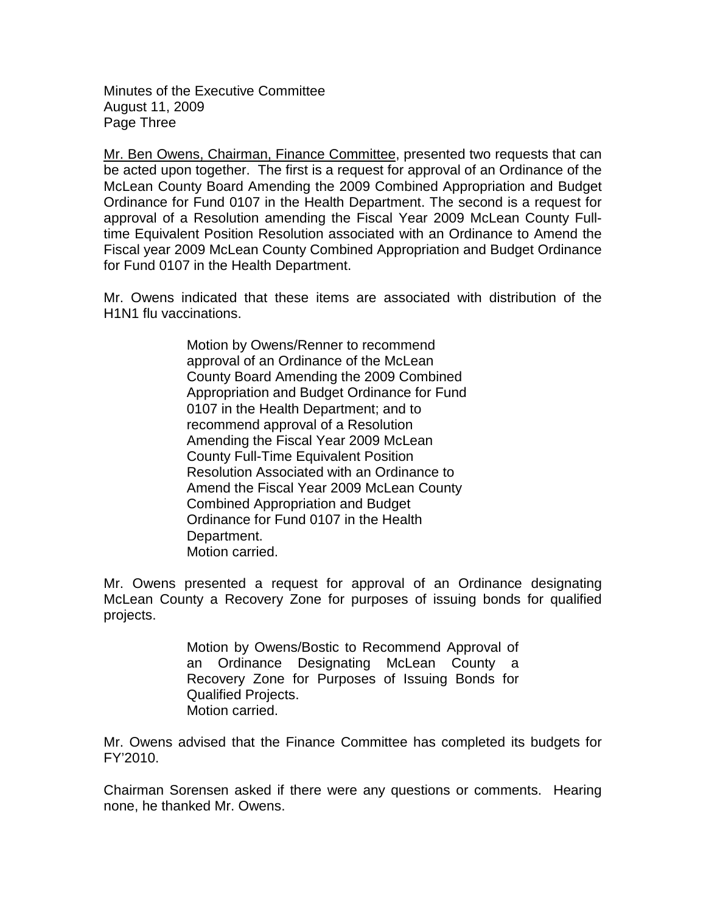Mr. Ben Owens, Chairman, Finance Committee, presented two requests that can be acted upon together. The first is a request for approval of an Ordinance of the McLean County Board Amending the 2009 Combined Appropriation and Budget Ordinance for Fund 0107 in the Health Department. The second is a request for approval of a Resolution amending the Fiscal Year 2009 McLean County Full-time Equivalent Position Resolution associated with an Ordinance to Amend the Fiscal year 2009 McLean County Combined Appropriation and Budget Ordinance for Fund 0107 in the Health Department.

Mr. Owens indicated that these items are associated with distribution of the H1N1 flu vaccinations.

> Motion by Owens/Renner to recommend approval of an Ordinance of the McLean County Board Amending the 2009 Combined Appropriation and Budget Ordinance for Fund 0107 in the Health Department; and to recommend approval of a Resolution Amending the Fiscal Year 2009 McLean County Full-Time Equivalent Position Resolution Associated with an Ordinance to Amend the Fiscal Year 2009 McLean County Combined Appropriation and Budget Ordinance for Fund 0107 in the Health Department.
> Motion carried.

Mr. Owens presented a request for approval of an Ordinance designating McLean County a Recovery Zone for purposes of issuing bonds for qualified projects.

> Motion by Owens/Bostic to Recommend Approval of an Ordinance Designating McLean County a Recovery Zone for Purposes of Issuing Bonds for Qualified Projects.
> Motion carried.

Mr. Owens advised that the Finance Committee has completed its budgets for FY'2010.

Chairman Sorensen asked if there were any questions or comments. Hearing none, he thanked Mr. Owens.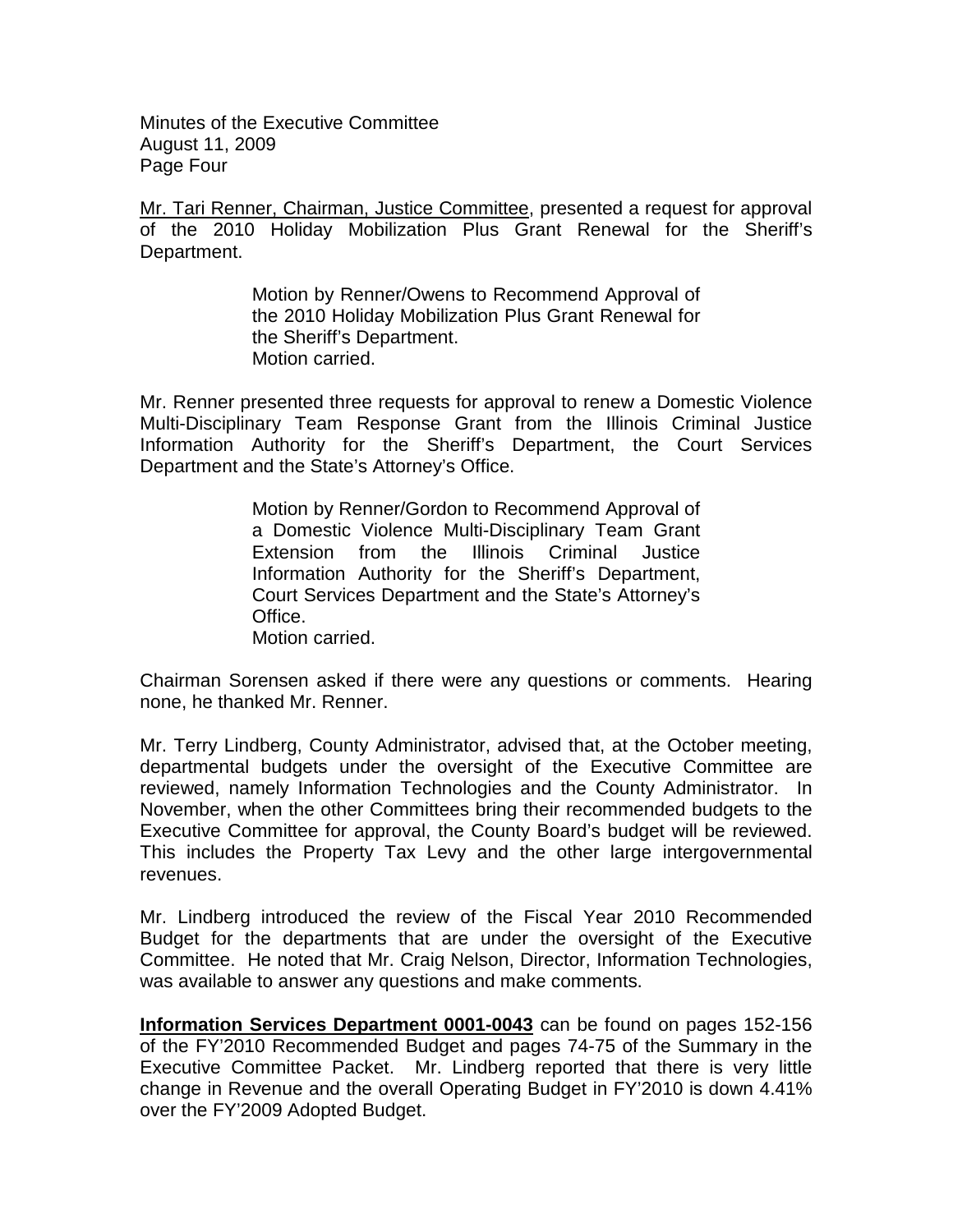Mr. Tari Renner, Chairman, Justice Committee, presented a request for approval of the 2010 Holiday Mobilization Plus Grant Renewal for the Sheriff's Department.

> Motion by Renner/Owens to Recommend Approval of the 2010 Holiday Mobilization Plus Grant Renewal for the Sheriff's Department.
> Motion carried.

Mr. Renner presented three requests for approval to renew a Domestic Violence Multi-Disciplinary Team Response Grant from the Illinois Criminal Justice Information Authority for the Sheriff's Department, the Court Services Department and the State's Attorney's Office.

> Motion by Renner/Gordon to Recommend Approval of a Domestic Violence Multi-Disciplinary Team Grant Extension from the Illinois Criminal Justice Information Authority for the Sheriff's Department, Court Services Department and the State's Attorney's Office.
> Motion carried.

Chairman Sorensen asked if there were any questions or comments. Hearing none, he thanked Mr. Renner.

Mr. Terry Lindberg, County Administrator, advised that, at the October meeting, departmental budgets under the oversight of the Executive Committee are reviewed, namely Information Technologies and the County Administrator. In November, when the other Committees bring their recommended budgets to the Executive Committee for approval, the County Board's budget will be reviewed. This includes the Property Tax Levy and the other large intergovernmental revenues.

Mr. Lindberg introduced the review of the Fiscal Year 2010 Recommended Budget for the departments that are under the oversight of the Executive Committee. He noted that Mr. Craig Nelson, Director, Information Technologies, was available to answer any questions and make comments.

**Information Services Department 0001-0043** can be found on pages 152-156 of the FY'2010 Recommended Budget and pages 74-75 of the Summary in the Executive Committee Packet. Mr. Lindberg reported that there is very little change in Revenue and the overall Operating Budget in FY'2010 is down 4.41% over the FY'2009 Adopted Budget.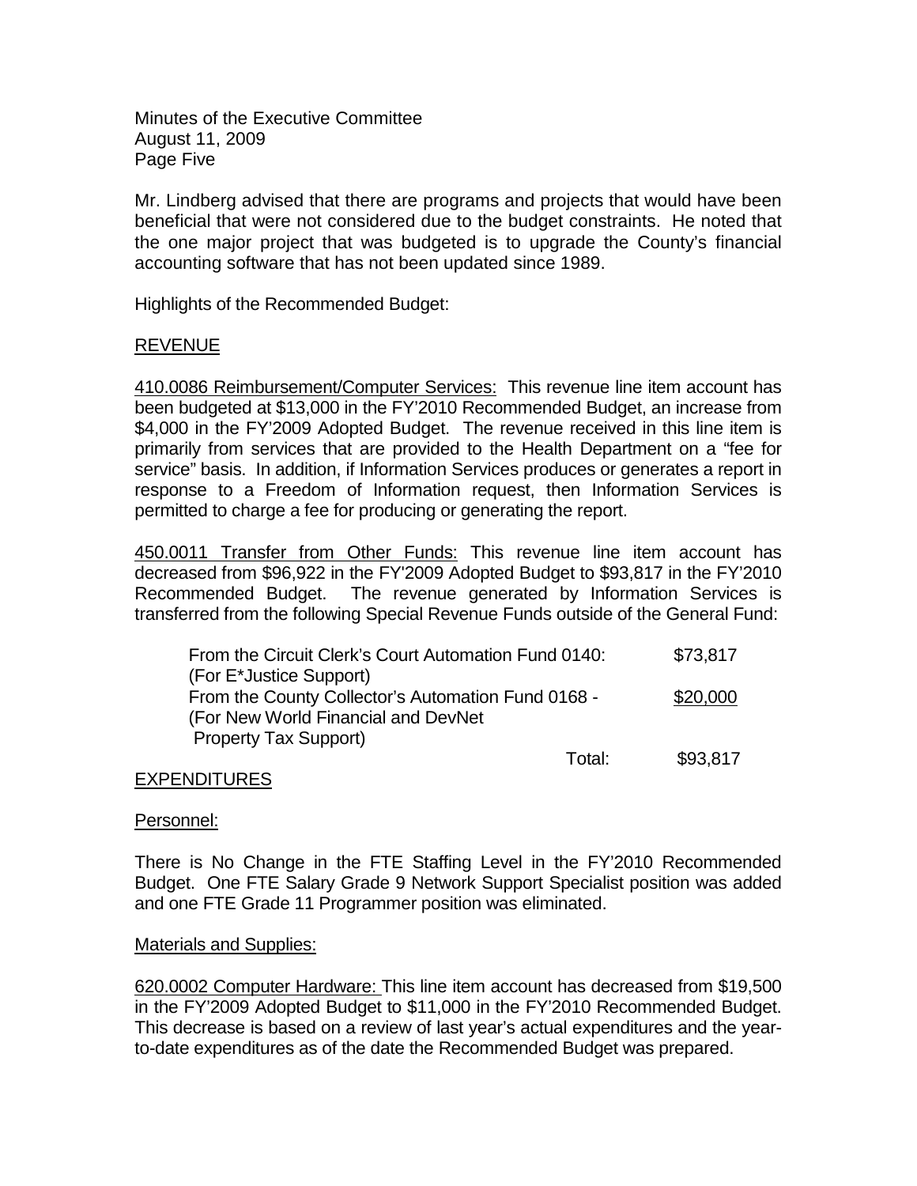Minutes of the Executive Committee
August 11, 2009
Page Five

Mr. Lindberg advised that there are programs and projects that would have been beneficial that were not considered due to the budget constraints. He noted that the one major project that was budgeted is to upgrade the County's financial accounting software that has not been updated since 1989.

Highlights of the Recommended Budget:

<u>REVENUE</u>

<u>410.0086 Reimbursement/Computer Services:</u> This revenue line item account has been budgeted at $13,000 in the FY'2010 Recommended Budget, an increase from $4,000 in the FY'2009 Adopted Budget. The revenue received in this line item is primarily from services that are provided to the Health Department on a "fee for service" basis. In addition, if Information Services produces or generates a report in response to a Freedom of Information request, then Information Services is permitted to charge a fee for producing or generating the report.

<u>450.0011 Transfer from Other Funds:</u> This revenue line item account has decreased from $96,922 in the FY'2009 Adopted Budget to $93,817 in the FY'2010 Recommended Budget. The revenue generated by Information Services is transferred from the following Special Revenue Funds outside of the General Fund:

| | |
|---|---|
| From the Circuit Clerk's Court Automation Fund 0140: (For E*Justice Support) | $73,817 |
| From the County Collector's Automation Fund 0168 - (For New World Financial and DevNet Property Tax Support) | $20,000 |
| Total: | $93,817 |

<u>EXPENDITURES</u>

<u>Personnel:</u>

There is No Change in the FTE Staffing Level in the FY'2010 Recommended Budget. One FTE Salary Grade 9 Network Support Specialist position was added and one FTE Grade 11 Programmer position was eliminated.

<u>Materials and Supplies:</u>

<u>620.0002 Computer Hardware:</u> This line item account has decreased from $19,500 in the FY'2009 Adopted Budget to $11,000 in the FY'2010 Recommended Budget. This decrease is based on a review of last year's actual expenditures and the year-to-date expenditures as of the date the Recommended Budget was prepared.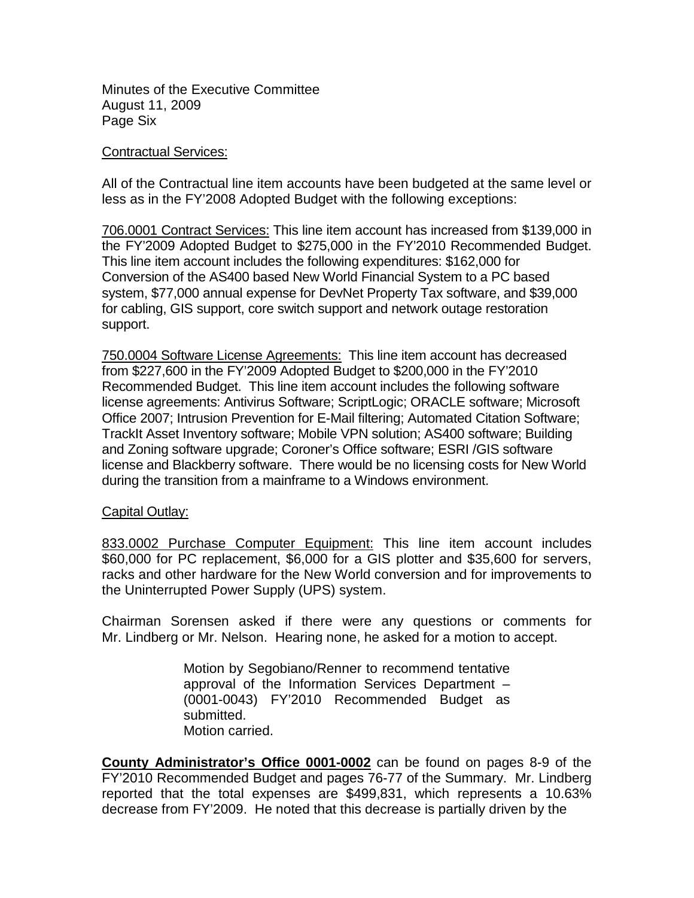Contractual Services:

All of the Contractual line item accounts have been budgeted at the same level or less as in the FY'2008 Adopted Budget with the following exceptions:

706.0001 Contract Services: This line item account has increased from $139,000 in the FY'2009 Adopted Budget to $275,000 in the FY'2010 Recommended Budget. This line item account includes the following expenditures: $162,000 for Conversion of the AS400 based New World Financial System to a PC based system, $77,000 annual expense for DevNet Property Tax software, and $39,000 for cabling, GIS support, core switch support and network outage restoration support.

750.0004 Software License Agreements: This line item account has decreased from $227,600 in the FY'2009 Adopted Budget to $200,000 in the FY'2010 Recommended Budget. This line item account includes the following software license agreements: Antivirus Software; ScriptLogic; ORACLE software; Microsoft Office 2007; Intrusion Prevention for E-Mail filtering; Automated Citation Software; TrackIt Asset Inventory software; Mobile VPN solution; AS400 software; Building and Zoning software upgrade; Coroner's Office software; ESRI /GIS software license and Blackberry software. There would be no licensing costs for New World during the transition from a mainframe to a Windows environment.

Capital Outlay:

833.0002 Purchase Computer Equipment: This line item account includes $60,000 for PC replacement, $6,000 for a GIS plotter and $35,600 for servers, racks and other hardware for the New World conversion and for improvements to the Uninterrupted Power Supply (UPS) system.

Chairman Sorensen asked if there were any questions or comments for Mr. Lindberg or Mr. Nelson. Hearing none, he asked for a motion to accept.

> Motion by Segobiano/Renner to recommend tentative approval of the Information Services Department – (0001-0043) FY'2010 Recommended Budget as submitted.
> Motion carried.

**County Administrator's Office 0001-0002** can be found on pages 8-9 of the FY'2010 Recommended Budget and pages 76-77 of the Summary. Mr. Lindberg reported that the total expenses are $499,831, which represents a 10.63% decrease from FY'2009. He noted that this decrease is partially driven by the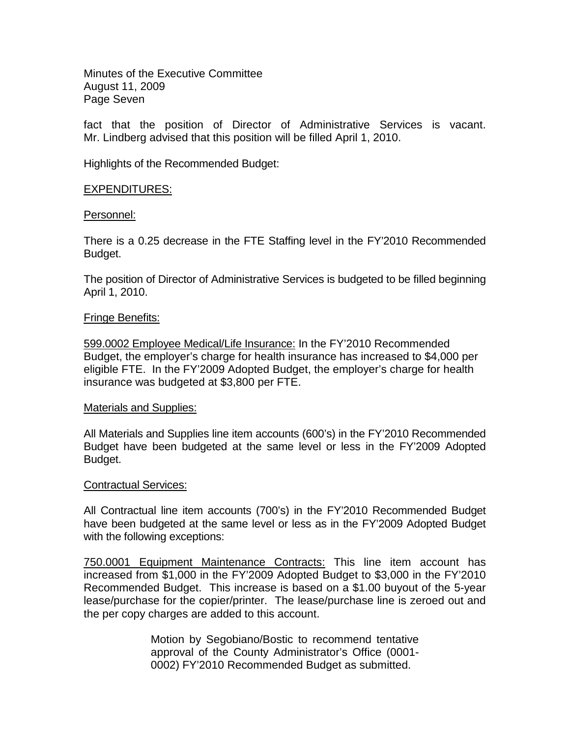fact that the position of Director of Administrative Services is vacant. Mr. Lindberg advised that this position will be filled April 1, 2010.

Highlights of the Recommended Budget:

EXPENDITURES:

Personnel:

There is a 0.25 decrease in the FTE Staffing level in the FY'2010 Recommended Budget.

The position of Director of Administrative Services is budgeted to be filled beginning April 1, 2010.

Fringe Benefits:

599.0002 Employee Medical/Life Insurance: In the FY'2010 Recommended Budget, the employer's charge for health insurance has increased to $4,000 per eligible FTE. In the FY'2009 Adopted Budget, the employer's charge for health insurance was budgeted at $3,800 per FTE.

Materials and Supplies:

All Materials and Supplies line item accounts (600's) in the FY'2010 Recommended Budget have been budgeted at the same level or less in the FY'2009 Adopted Budget.

Contractual Services:

All Contractual line item accounts (700's) in the FY'2010 Recommended Budget have been budgeted at the same level or less as in the FY'2009 Adopted Budget with the following exceptions:

750.0001 Equipment Maintenance Contracts: This line item account has increased from $1,000 in the FY'2009 Adopted Budget to $3,000 in the FY'2010 Recommended Budget. This increase is based on a $1.00 buyout of the 5-year lease/purchase for the copier/printer. The lease/purchase line is zeroed out and the per copy charges are added to this account.

> Motion by Segobiano/Bostic to recommend tentative approval of the County Administrator's Office (0001-0002) FY'2010 Recommended Budget as submitted.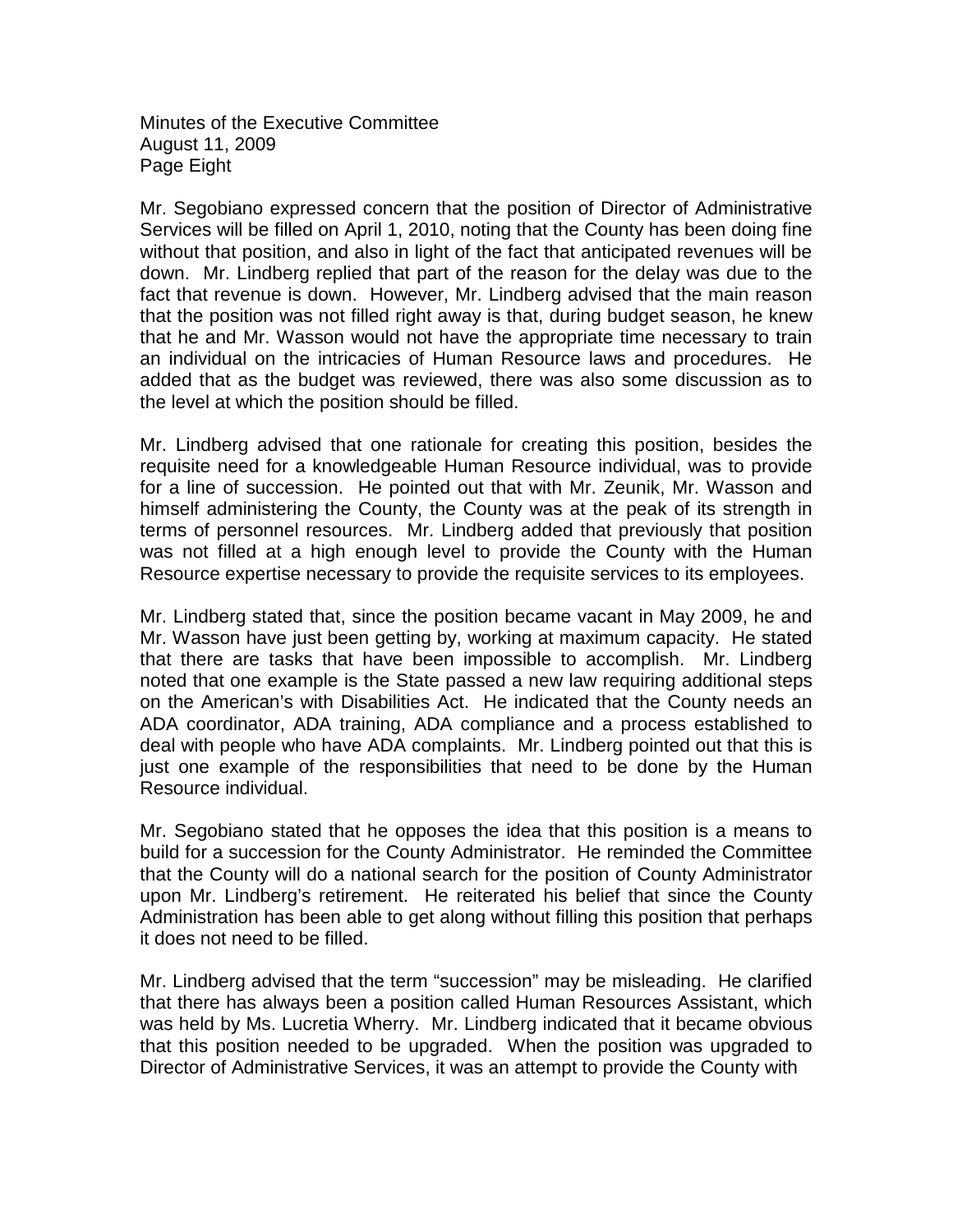Mr. Segobiano expressed concern that the position of Director of Administrative Services will be filled on April 1, 2010, noting that the County has been doing fine without that position, and also in light of the fact that anticipated revenues will be down. Mr. Lindberg replied that part of the reason for the delay was due to the fact that revenue is down. However, Mr. Lindberg advised that the main reason that the position was not filled right away is that, during budget season, he knew that he and Mr. Wasson would not have the appropriate time necessary to train an individual on the intricacies of Human Resource laws and procedures. He added that as the budget was reviewed, there was also some discussion as to the level at which the position should be filled.

Mr. Lindberg advised that one rationale for creating this position, besides the requisite need for a knowledgeable Human Resource individual, was to provide for a line of succession. He pointed out that with Mr. Zeunik, Mr. Wasson and himself administering the County, the County was at the peak of its strength in terms of personnel resources. Mr. Lindberg added that previously that position was not filled at a high enough level to provide the County with the Human Resource expertise necessary to provide the requisite services to its employees.

Mr. Lindberg stated that, since the position became vacant in May 2009, he and Mr. Wasson have just been getting by, working at maximum capacity. He stated that there are tasks that have been impossible to accomplish. Mr. Lindberg noted that one example is the State passed a new law requiring additional steps on the American's with Disabilities Act. He indicated that the County needs an ADA coordinator, ADA training, ADA compliance and a process established to deal with people who have ADA complaints. Mr. Lindberg pointed out that this is just one example of the responsibilities that need to be done by the Human Resource individual.

Mr. Segobiano stated that he opposes the idea that this position is a means to build for a succession for the County Administrator. He reminded the Committee that the County will do a national search for the position of County Administrator upon Mr. Lindberg's retirement. He reiterated his belief that since the County Administration has been able to get along without filling this position that perhaps it does not need to be filled.

Mr. Lindberg advised that the term "succession" may be misleading. He clarified that there has always been a position called Human Resources Assistant, which was held by Ms. Lucretia Wherry. Mr. Lindberg indicated that it became obvious that this position needed to be upgraded. When the position was upgraded to Director of Administrative Services, it was an attempt to provide the County with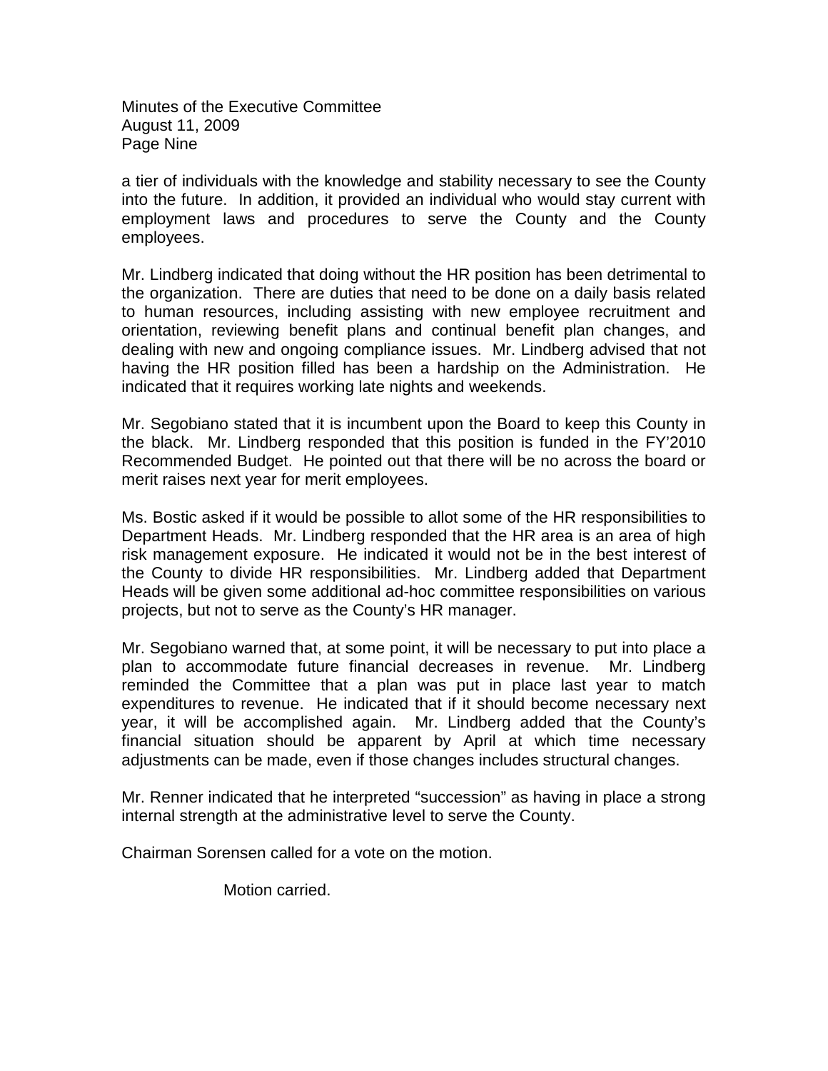a tier of individuals with the knowledge and stability necessary to see the County into the future. In addition, it provided an individual who would stay current with employment laws and procedures to serve the County and the County employees.

Mr. Lindberg indicated that doing without the HR position has been detrimental to the organization. There are duties that need to be done on a daily basis related to human resources, including assisting with new employee recruitment and orientation, reviewing benefit plans and continual benefit plan changes, and dealing with new and ongoing compliance issues. Mr. Lindberg advised that not having the HR position filled has been a hardship on the Administration. He indicated that it requires working late nights and weekends.

Mr. Segobiano stated that it is incumbent upon the Board to keep this County in the black. Mr. Lindberg responded that this position is funded in the FY'2010 Recommended Budget. He pointed out that there will be no across the board or merit raises next year for merit employees.

Ms. Bostic asked if it would be possible to allot some of the HR responsibilities to Department Heads. Mr. Lindberg responded that the HR area is an area of high risk management exposure. He indicated it would not be in the best interest of the County to divide HR responsibilities. Mr. Lindberg added that Department Heads will be given some additional ad-hoc committee responsibilities on various projects, but not to serve as the County's HR manager.

Mr. Segobiano warned that, at some point, it will be necessary to put into place a plan to accommodate future financial decreases in revenue. Mr. Lindberg reminded the Committee that a plan was put in place last year to match expenditures to revenue. He indicated that if it should become necessary next year, it will be accomplished again. Mr. Lindberg added that the County's financial situation should be apparent by April at which time necessary adjustments can be made, even if those changes includes structural changes.

Mr. Renner indicated that he interpreted "succession" as having in place a strong internal strength at the administrative level to serve the County.

Chairman Sorensen called for a vote on the motion.

Motion carried.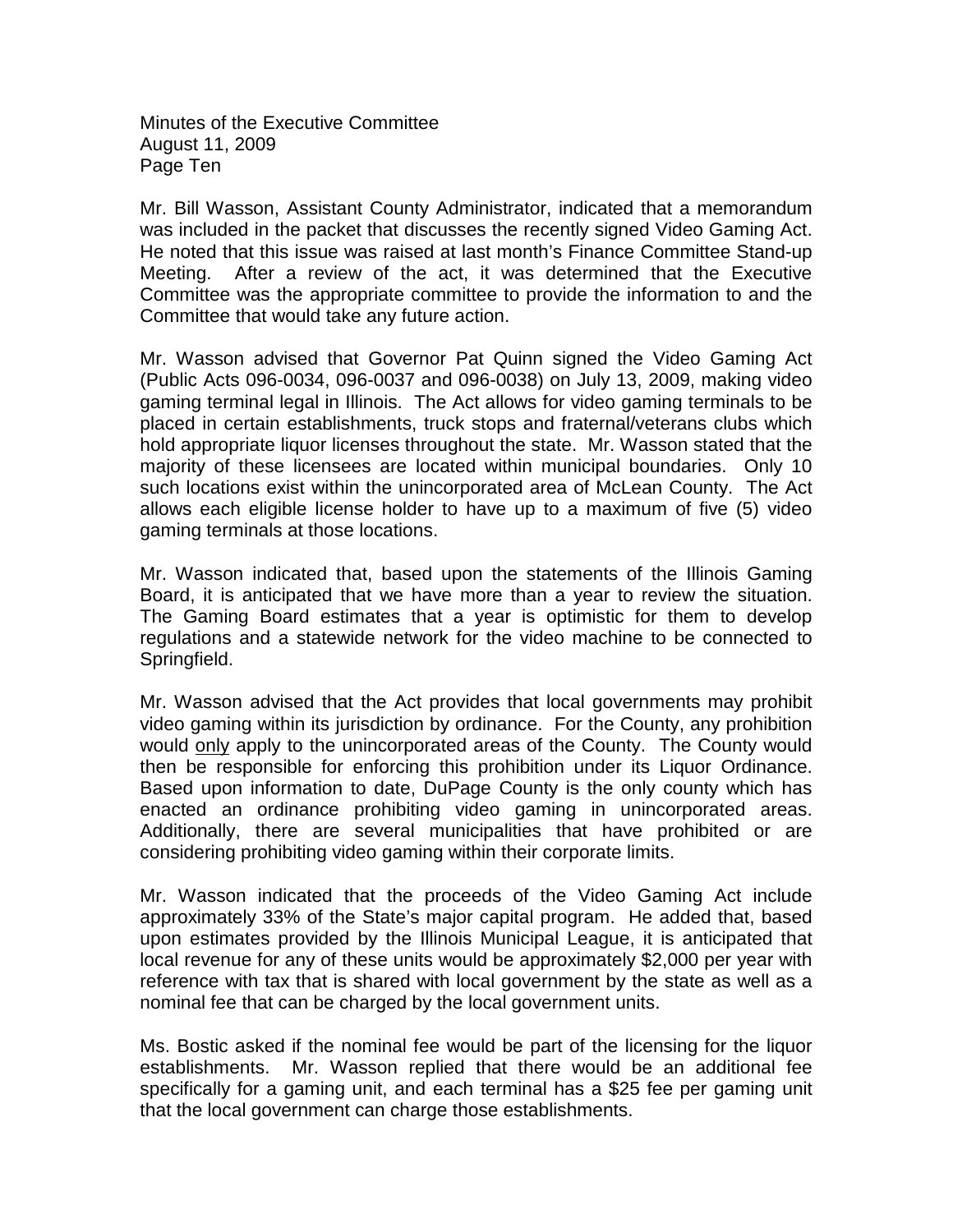Mr. Bill Wasson, Assistant County Administrator, indicated that a memorandum was included in the packet that discusses the recently signed Video Gaming Act. He noted that this issue was raised at last month's Finance Committee Stand-up Meeting. After a review of the act, it was determined that the Executive Committee was the appropriate committee to provide the information to and the Committee that would take any future action.

Mr. Wasson advised that Governor Pat Quinn signed the Video Gaming Act (Public Acts 096-0034, 096-0037 and 096-0038) on July 13, 2009, making video gaming terminal legal in Illinois. The Act allows for video gaming terminals to be placed in certain establishments, truck stops and fraternal/veterans clubs which hold appropriate liquor licenses throughout the state. Mr. Wasson stated that the majority of these licensees are located within municipal boundaries. Only 10 such locations exist within the unincorporated area of McLean County. The Act allows each eligible license holder to have up to a maximum of five (5) video gaming terminals at those locations.

Mr. Wasson indicated that, based upon the statements of the Illinois Gaming Board, it is anticipated that we have more than a year to review the situation. The Gaming Board estimates that a year is optimistic for them to develop regulations and a statewide network for the video machine to be connected to Springfield.

Mr. Wasson advised that the Act provides that local governments may prohibit video gaming within its jurisdiction by ordinance. For the County, any prohibition would only apply to the unincorporated areas of the County. The County would then be responsible for enforcing this prohibition under its Liquor Ordinance. Based upon information to date, DuPage County is the only county which has enacted an ordinance prohibiting video gaming in unincorporated areas. Additionally, there are several municipalities that have prohibited or are considering prohibiting video gaming within their corporate limits.

Mr. Wasson indicated that the proceeds of the Video Gaming Act include approximately 33% of the State's major capital program. He added that, based upon estimates provided by the Illinois Municipal League, it is anticipated that local revenue for any of these units would be approximately $2,000 per year with reference with tax that is shared with local government by the state as well as a nominal fee that can be charged by the local government units.

Ms. Bostic asked if the nominal fee would be part of the licensing for the liquor establishments. Mr. Wasson replied that there would be an additional fee specifically for a gaming unit, and each terminal has a $25 fee per gaming unit that the local government can charge those establishments.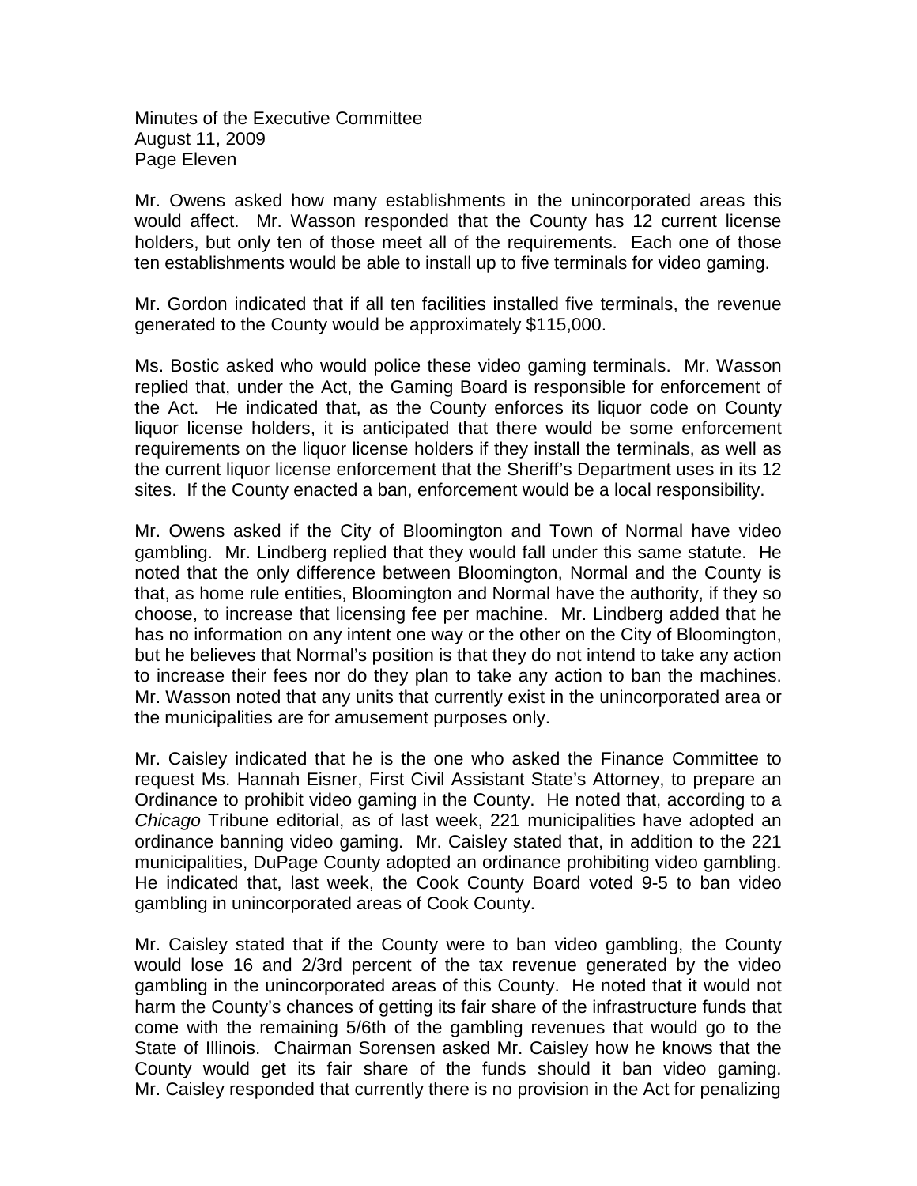Mr. Owens asked how many establishments in the unincorporated areas this would affect. Mr. Wasson responded that the County has 12 current license holders, but only ten of those meet all of the requirements. Each one of those ten establishments would be able to install up to five terminals for video gaming.

Mr. Gordon indicated that if all ten facilities installed five terminals, the revenue generated to the County would be approximately $115,000.

Ms. Bostic asked who would police these video gaming terminals. Mr. Wasson replied that, under the Act, the Gaming Board is responsible for enforcement of the Act. He indicated that, as the County enforces its liquor code on County liquor license holders, it is anticipated that there would be some enforcement requirements on the liquor license holders if they install the terminals, as well as the current liquor license enforcement that the Sheriff's Department uses in its 12 sites. If the County enacted a ban, enforcement would be a local responsibility.

Mr. Owens asked if the City of Bloomington and Town of Normal have video gambling. Mr. Lindberg replied that they would fall under this same statute. He noted that the only difference between Bloomington, Normal and the County is that, as home rule entities, Bloomington and Normal have the authority, if they so choose, to increase that licensing fee per machine. Mr. Lindberg added that he has no information on any intent one way or the other on the City of Bloomington, but he believes that Normal's position is that they do not intend to take any action to increase their fees nor do they plan to take any action to ban the machines. Mr. Wasson noted that any units that currently exist in the unincorporated area or the municipalities are for amusement purposes only.

Mr. Caisley indicated that he is the one who asked the Finance Committee to request Ms. Hannah Eisner, First Civil Assistant State's Attorney, to prepare an Ordinance to prohibit video gaming in the County. He noted that, according to a *Chicago* Tribune editorial, as of last week, 221 municipalities have adopted an ordinance banning video gaming. Mr. Caisley stated that, in addition to the 221 municipalities, DuPage County adopted an ordinance prohibiting video gambling. He indicated that, last week, the Cook County Board voted 9-5 to ban video gambling in unincorporated areas of Cook County.

Mr. Caisley stated that if the County were to ban video gambling, the County would lose 16 and 2/3rd percent of the tax revenue generated by the video gambling in the unincorporated areas of this County. He noted that it would not harm the County's chances of getting its fair share of the infrastructure funds that come with the remaining 5/6th of the gambling revenues that would go to the State of Illinois. Chairman Sorensen asked Mr. Caisley how he knows that the County would get its fair share of the funds should it ban video gaming. Mr. Caisley responded that currently there is no provision in the Act for penalizing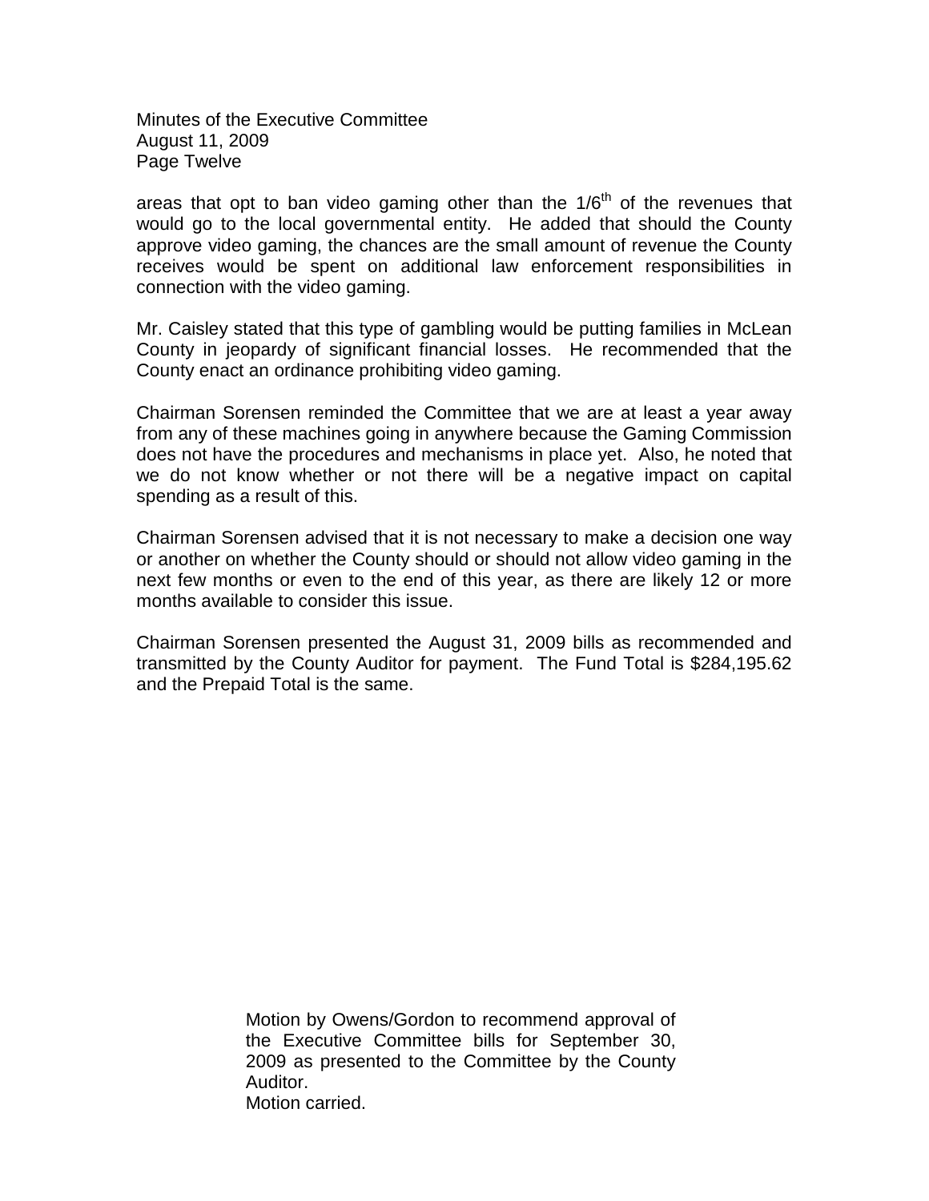areas that opt to ban video gaming other than the 1/6th of the revenues that would go to the local governmental entity. He added that should the County approve video gaming, the chances are the small amount of revenue the County receives would be spent on additional law enforcement responsibilities in connection with the video gaming.

Mr. Caisley stated that this type of gambling would be putting families in McLean County in jeopardy of significant financial losses. He recommended that the County enact an ordinance prohibiting video gaming.

Chairman Sorensen reminded the Committee that we are at least a year away from any of these machines going in anywhere because the Gaming Commission does not have the procedures and mechanisms in place yet. Also, he noted that we do not know whether or not there will be a negative impact on capital spending as a result of this.

Chairman Sorensen advised that it is not necessary to make a decision one way or another on whether the County should or should not allow video gaming in the next few months or even to the end of this year, as there are likely 12 or more months available to consider this issue.

Chairman Sorensen presented the August 31, 2009 bills as recommended and transmitted by the County Auditor for payment. The Fund Total is $284,195.62 and the Prepaid Total is the same.

Motion by Owens/Gordon to recommend approval of the Executive Committee bills for September 30, 2009 as presented to the Committee by the County Auditor.
Motion carried.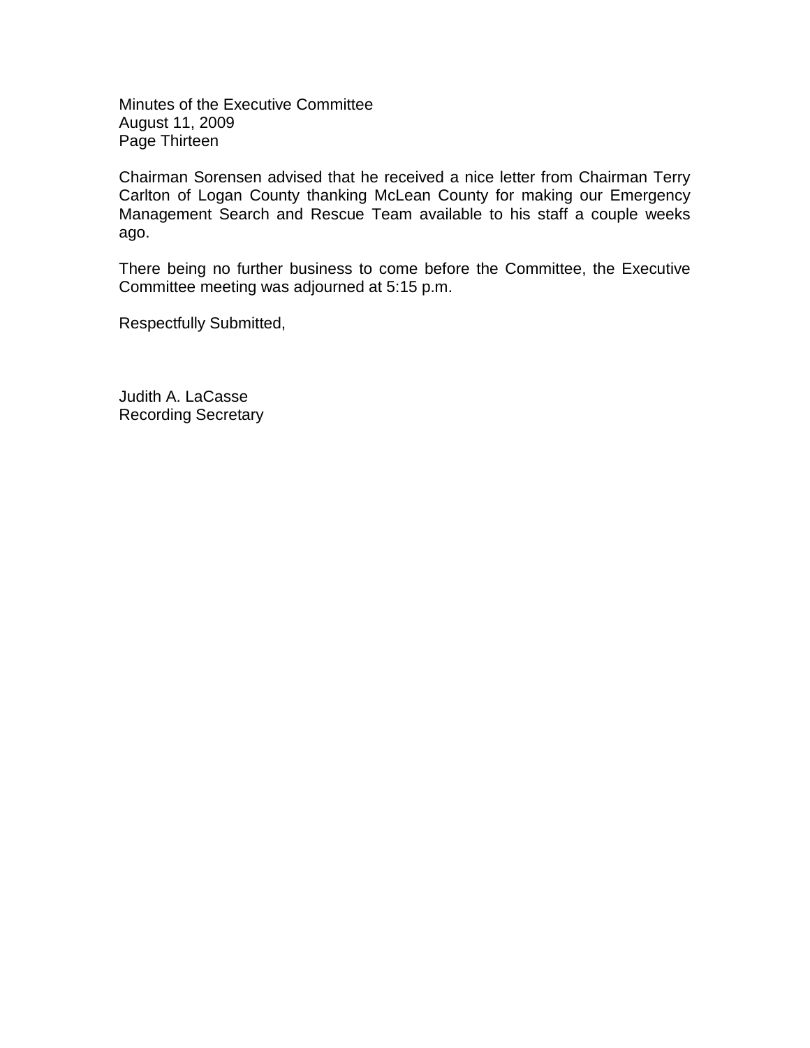Chairman Sorensen advised that he received a nice letter from Chairman Terry Carlton of Logan County thanking McLean County for making our Emergency Management Search and Rescue Team available to his staff a couple weeks ago.

There being no further business to come before the Committee, the Executive Committee meeting was adjourned at 5:15 p.m.

Respectfully Submitted,

Judith A. LaCasse
Recording Secretary